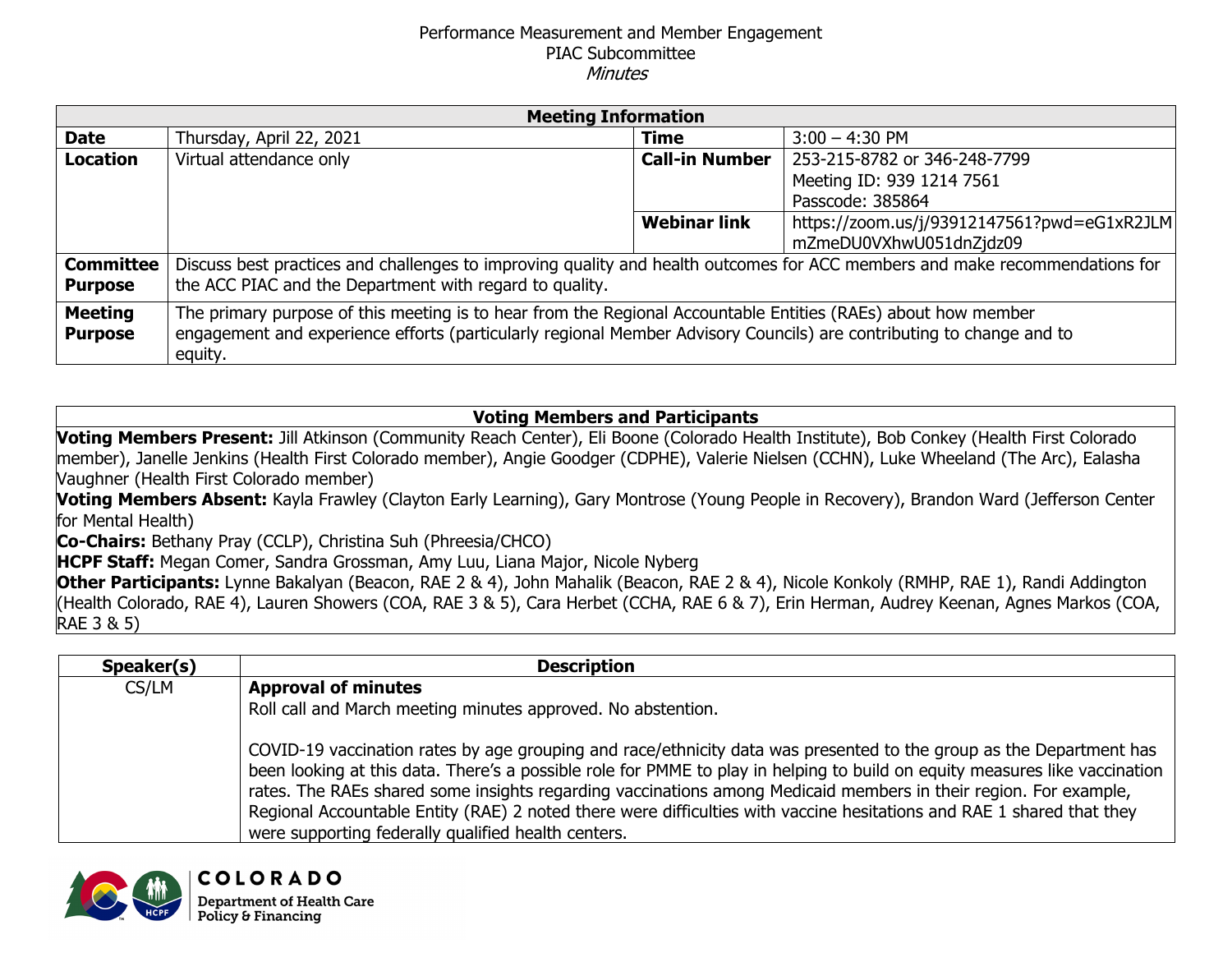Performance Measurement and Member Engagement
PIAC Subcommittee
*Minutes*

| Meeting Information | | | |
|---|---|---|---|
| **Date** | Thursday, April 22, 2021 | **Time** | 3:00 – 4:30 PM |
| **Location** | Virtual attendance only | **Call-in Number** | 253-215-8782 or 346-248-7799<br>Meeting ID: 939 1214 7561<br>Passcode: 385864 |
| | | **Webinar link** | https://zoom.us/j/93912147561?pwd=eG1xR2JLMmZmeDU0VXhwU051dnZjdz09 |
| **Committee Purpose** | Discuss best practices and challenges to improving quality and health outcomes for ACC members and make recommendations for the ACC PIAC and the Department with regard to quality. | | |
| **Meeting Purpose** | The primary purpose of this meeting is to hear from the Regional Accountable Entities (RAEs) about how member engagement and experience efforts (particularly regional Member Advisory Councils) are contributing to change and to equity. | | |

| Voting Members and Participants |
|---|
| **Voting Members Present:** Jill Atkinson (Community Reach Center), Eli Boone (Colorado Health Institute), Bob Conkey (Health First Colorado member), Janelle Jenkins (Health First Colorado member), Angie Goodger (CDPHE), Valerie Nielsen (CCHN), Luke Wheeland (The Arc), Ealasha Vaughner (Health First Colorado member)<br>**Voting Members Absent:** Kayla Frawley (Clayton Early Learning), Gary Montrose (Young People in Recovery), Brandon Ward (Jefferson Center for Mental Health)<br>**Co-Chairs:** Bethany Pray (CCLP), Christina Suh (Phreesia/CHCO)<br>**HCPF Staff:** Megan Comer, Sandra Grossman, Amy Luu, Liana Major, Nicole Nyberg<br>**Other Participants:** Lynne Bakalyan (Beacon, RAE 2 & 4), John Mahalik (Beacon, RAE 2 & 4), Nicole Konkoly (RMHP, RAE 1), Randi Addington (Health Colorado, RAE 4), Lauren Showers (COA, RAE 3 & 5), Cara Herbet (CCHA, RAE 6 & 7), Erin Herman, Audrey Keenan, Agnes Markos (COA, RAE 3 & 5) |

| Speaker(s) | Description |
|---|---|
| CS/LM | **Approval of minutes**<br>Roll call and March meeting minutes approved. No abstention.<br><br>COVID-19 vaccination rates by age grouping and race/ethnicity data was presented to the group as the Department has been looking at this data. There's a possible role for PMME to play in helping to build on equity measures like vaccination rates. The RAEs shared some insights regarding vaccinations among Medicaid members in their region. For example, Regional Accountable Entity (RAE) 2 noted there were difficulties with vaccine hesitations and RAE 1 shared that they were supporting federally qualified health centers. |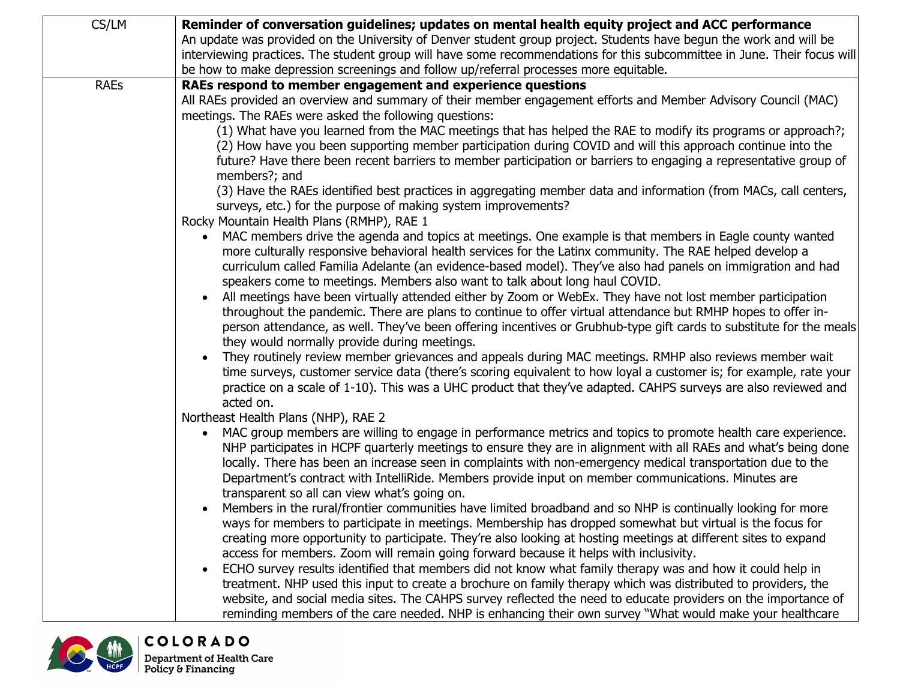| | |
|---|---|
| CS/LM | **Reminder of conversation guidelines; updates on mental health equity project and ACC performance**<br>An update was provided on the University of Denver student group project. Students have begun the work and will be interviewing practices. The student group will have some recommendations for this subcommittee in June. Their focus will be how to make depression screenings and follow up/referral processes more equitable. |
| RAEs | **RAEs respond to member engagement and experience questions**<br>All RAEs provided an overview and summary of their member engagement efforts and Member Advisory Council (MAC) meetings. The RAEs were asked the following questions:<br>(1) What have you learned from the MAC meetings that has helped the RAE to modify its programs or approach?;<br>(2) How have you been supporting member participation during COVID and will this approach continue into the future? Have there been recent barriers to member participation or barriers to engaging a representative group of members?; and<br>(3) Have the RAEs identified best practices in aggregating member data and information (from MACs, call centers, surveys, etc.) for the purpose of making system improvements?<br>Rocky Mountain Health Plans (RMHP), RAE 1<br>• MAC members drive the agenda and topics at meetings. One example is that members in Eagle county wanted more culturally responsive behavioral health services for the Latinx community. The RAE helped develop a curriculum called Familia Adelante (an evidence-based model). They've also had panels on immigration and had speakers come to meetings. Members also want to talk about long haul COVID.<br>• All meetings have been virtually attended either by Zoom or WebEx. They have not lost member participation throughout the pandemic. There are plans to continue to offer virtual attendance but RMHP hopes to offer in-person attendance, as well. They've been offering incentives or Grubhub-type gift cards to substitute for the meals they would normally provide during meetings.<br>• They routinely review member grievances and appeals during MAC meetings. RMHP also reviews member wait time surveys, customer service data (there's scoring equivalent to how loyal a customer is; for example, rate your practice on a scale of 1-10). This was a UHC product that they've adapted. CAHPS surveys are also reviewed and acted on.<br>Northeast Health Plans (NHP), RAE 2<br>• MAC group members are willing to engage in performance metrics and topics to promote health care experience. NHP participates in HCPF quarterly meetings to ensure they are in alignment with all RAEs and what's being done locally. There has been an increase seen in complaints with non-emergency medical transportation due to the Department's contract with IntelliRide. Members provide input on member communications. Minutes are transparent so all can view what's going on.<br>• Members in the rural/frontier communities have limited broadband and so NHP is continually looking for more ways for members to participate in meetings. Membership has dropped somewhat but virtual is the focus for creating more opportunity to participate. They're also looking at hosting meetings at different sites to expand access for members. Zoom will remain going forward because it helps with inclusivity.<br>• ECHO survey results identified that members did not know what family therapy was and how it could help in treatment. NHP used this input to create a brochure on family therapy which was distributed to providers, the website, and social media sites. The CAHPS survey reflected the need to educate providers on the importance of reminding members of the care needed. NHP is enhancing their own survey "What would make your healthcare |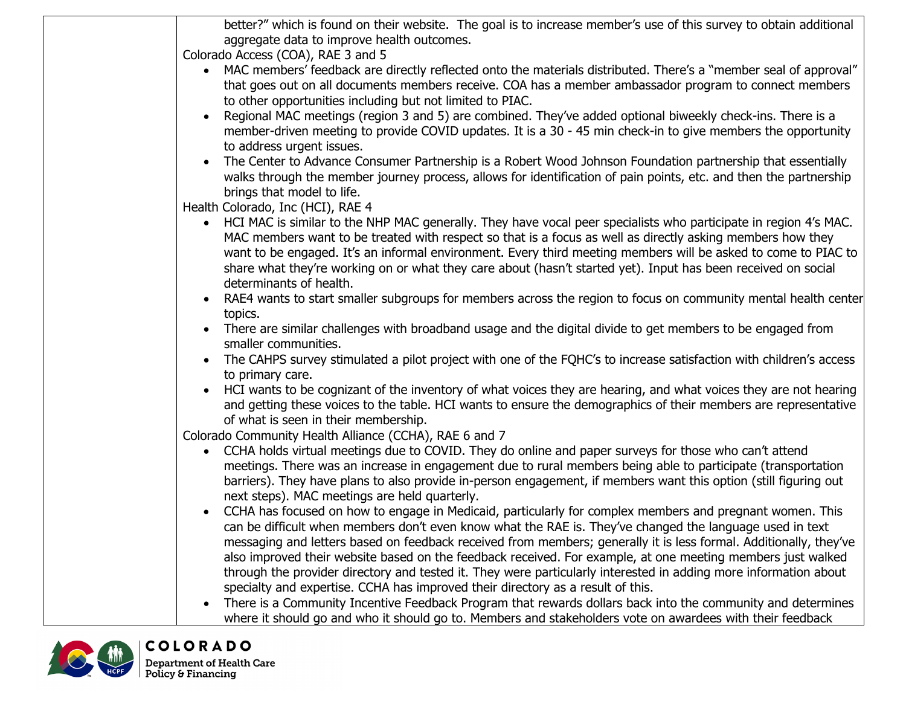better?" which is found on their website. The goal is to increase member's use of this survey to obtain additional aggregate data to improve health outcomes.

Colorado Access (COA), RAE 3 and 5

- MAC members' feedback are directly reflected onto the materials distributed. There's a "member seal of approval" that goes out on all documents members receive. COA has a member ambassador program to connect members to other opportunities including but not limited to PIAC.
- Regional MAC meetings (region 3 and 5) are combined. They've added optional biweekly check-ins. There is a member-driven meeting to provide COVID updates. It is a 30 - 45 min check-in to give members the opportunity to address urgent issues.
- The Center to Advance Consumer Partnership is a Robert Wood Johnson Foundation partnership that essentially walks through the member journey process, allows for identification of pain points, etc. and then the partnership brings that model to life.

Health Colorado, Inc (HCI), RAE 4

- HCI MAC is similar to the NHP MAC generally. They have vocal peer specialists who participate in region 4's MAC. MAC members want to be treated with respect so that is a focus as well as directly asking members how they want to be engaged. It's an informal environment. Every third meeting members will be asked to come to PIAC to share what they're working on or what they care about (hasn't started yet). Input has been received on social determinants of health.
- RAE4 wants to start smaller subgroups for members across the region to focus on community mental health center topics.
- There are similar challenges with broadband usage and the digital divide to get members to be engaged from smaller communities.
- The CAHPS survey stimulated a pilot project with one of the FQHC's to increase satisfaction with children's access to primary care.
- HCI wants to be cognizant of the inventory of what voices they are hearing, and what voices they are not hearing and getting these voices to the table. HCI wants to ensure the demographics of their members are representative of what is seen in their membership.

Colorado Community Health Alliance (CCHA), RAE 6 and 7

- CCHA holds virtual meetings due to COVID. They do online and paper surveys for those who can't attend meetings. There was an increase in engagement due to rural members being able to participate (transportation barriers). They have plans to also provide in-person engagement, if members want this option (still figuring out next steps). MAC meetings are held quarterly.
- CCHA has focused on how to engage in Medicaid, particularly for complex members and pregnant women. This can be difficult when members don't even know what the RAE is. They've changed the language used in text messaging and letters based on feedback received from members; generally it is less formal. Additionally, they've also improved their website based on the feedback received. For example, at one meeting members just walked through the provider directory and tested it. They were particularly interested in adding more information about specialty and expertise. CCHA has improved their directory as a result of this.
- There is a Community Incentive Feedback Program that rewards dollars back into the community and determines where it should go and who it should go to. Members and stakeholders vote on awardees with their feedback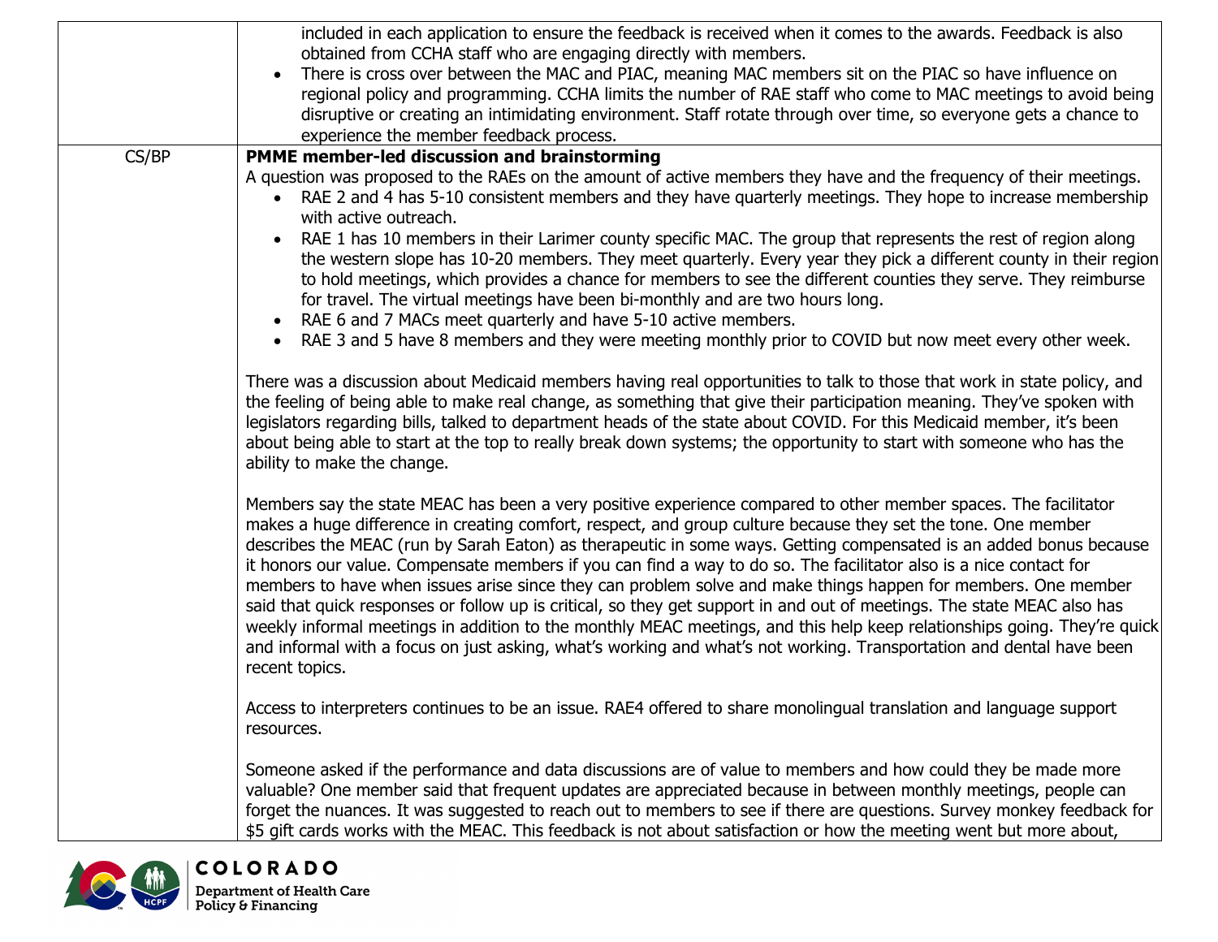| | |
|---|---|
| | included in each application to ensure the feedback is received when it comes to the awards. Feedback is also obtained from CCHA staff who are engaging directly with members.<br>• There is cross over between the MAC and PIAC, meaning MAC members sit on the PIAC so have influence on regional policy and programming. CCHA limits the number of RAE staff who come to MAC meetings to avoid being disruptive or creating an intimidating environment. Staff rotate through over time, so everyone gets a chance to experience the member feedback process. |
| CS/BP | **PMME member-led discussion and brainstorming**<br>A question was proposed to the RAEs on the amount of active members they have and the frequency of their meetings.<br>• RAE 2 and 4 has 5-10 consistent members and they have quarterly meetings. They hope to increase membership with active outreach.<br>• RAE 1 has 10 members in their Larimer county specific MAC. The group that represents the rest of region along the western slope has 10-20 members. They meet quarterly. Every year they pick a different county in their region to hold meetings, which provides a chance for members to see the different counties they serve. They reimburse for travel. The virtual meetings have been bi-monthly and are two hours long.<br>• RAE 6 and 7 MACs meet quarterly and have 5-10 active members.<br>• RAE 3 and 5 have 8 members and they were meeting monthly prior to COVID but now meet every other week.<br><br>There was a discussion about Medicaid members having real opportunities to talk to those that work in state policy, and the feeling of being able to make real change, as something that give their participation meaning. They've spoken with legislators regarding bills, talked to department heads of the state about COVID. For this Medicaid member, it's been about being able to start at the top to really break down systems; the opportunity to start with someone who has the ability to make the change.<br><br>Members say the state MEAC has been a very positive experience compared to other member spaces. The facilitator makes a huge difference in creating comfort, respect, and group culture because they set the tone. One member describes the MEAC (run by Sarah Eaton) as therapeutic in some ways. Getting compensated is an added bonus because it honors our value. Compensate members if you can find a way to do so. The facilitator also is a nice contact for members to have when issues arise since they can problem solve and make things happen for members. One member said that quick responses or follow up is critical, so they get support in and out of meetings. The state MEAC also has weekly informal meetings in addition to the monthly MEAC meetings, and this help keep relationships going. They're quick and informal with a focus on just asking, what's working and what's not working. Transportation and dental have been recent topics.<br><br>Access to interpreters continues to be an issue. RAE4 offered to share monolingual translation and language support resources.<br><br>Someone asked if the performance and data discussions are of value to members and how could they be made more valuable? One member said that frequent updates are appreciated because in between monthly meetings, people can forget the nuances. It was suggested to reach out to members to see if there are questions. Survey monkey feedback for $5 gift cards works with the MEAC. This feedback is not about satisfaction or how the meeting went but more about, |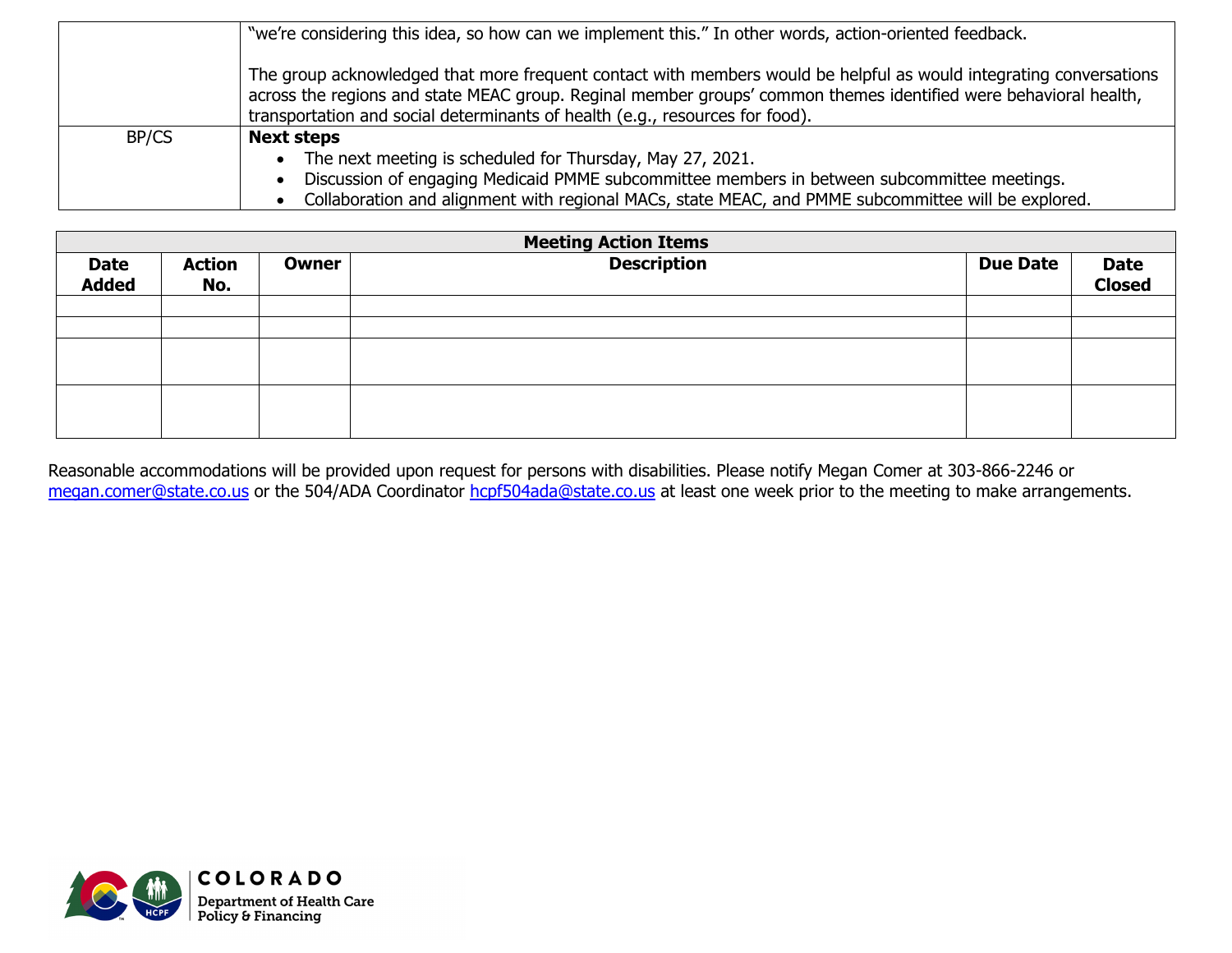| | |
|---|---|
| | "we're considering this idea, so how can we implement this." In other words, action-oriented feedback.<br><br>The group acknowledged that more frequent contact with members would be helpful as would integrating conversations across the regions and state MEAC group. Reginal member groups' common themes identified were behavioral health, transportation and social determinants of health (e.g., resources for food). |
| BP/CS | **Next steps**<br>• The next meeting is scheduled for Thursday, May 27, 2021.<br>• Discussion of engaging Medicaid PMME subcommittee members in between subcommittee meetings.<br>• Collaboration and alignment with regional MACs, state MEAC, and PMME subcommittee will be explored. |

**Meeting Action Items**

| Date Added | Action No. | Owner | Description | Due Date | Date Closed |
|---|---|---|---|---|---|
| | | | | | |
| | | | | | |
| | | | | | |
| | | | | | |

Reasonable accommodations will be provided upon request for persons with disabilities. Please notify Megan Comer at 303-866-2246 or megan.comer@state.co.us or the 504/ADA Coordinator hcpf504ada@state.co.us at least one week prior to the meeting to make arrangements.

COLORADO
Department of Health Care Policy & Financing